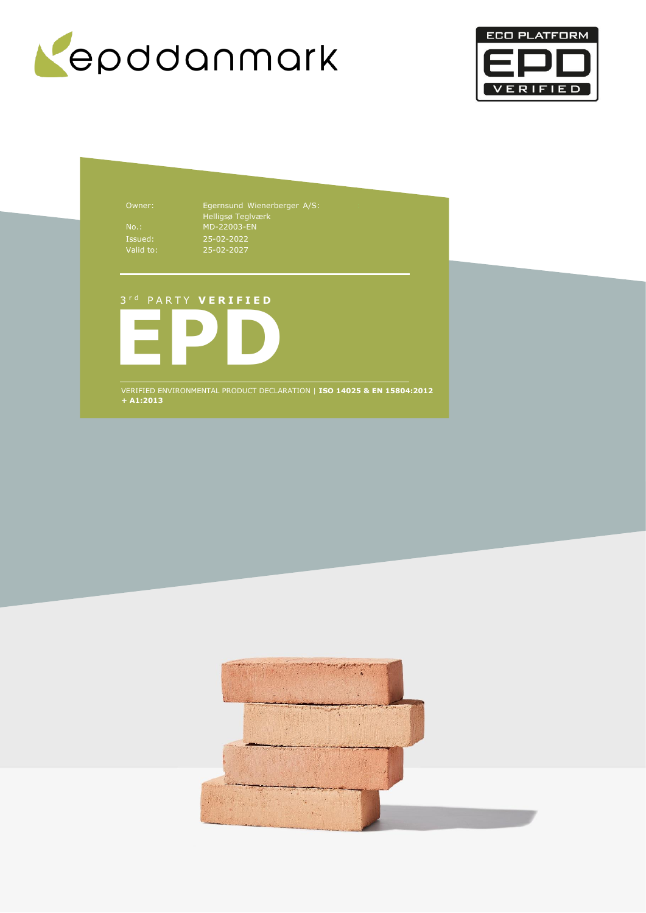epddanmark

ECO PLATFORM EPD VERIFIED

| | |
|---|---|
| Owner: | Egernsund Wienerberger A/S: Helligsø Teglværk |
| No.: | MD-22003-EN |
| Issued: | 25-02-2022 |
| Valid to: | 25-02-2027 |

3rd PARTY **VERIFIED**

# EPD

VERIFIED ENVIRONMENTAL PRODUCT DECLARATION | **ISO 14025 & EN 15804:2012 + A1:2013**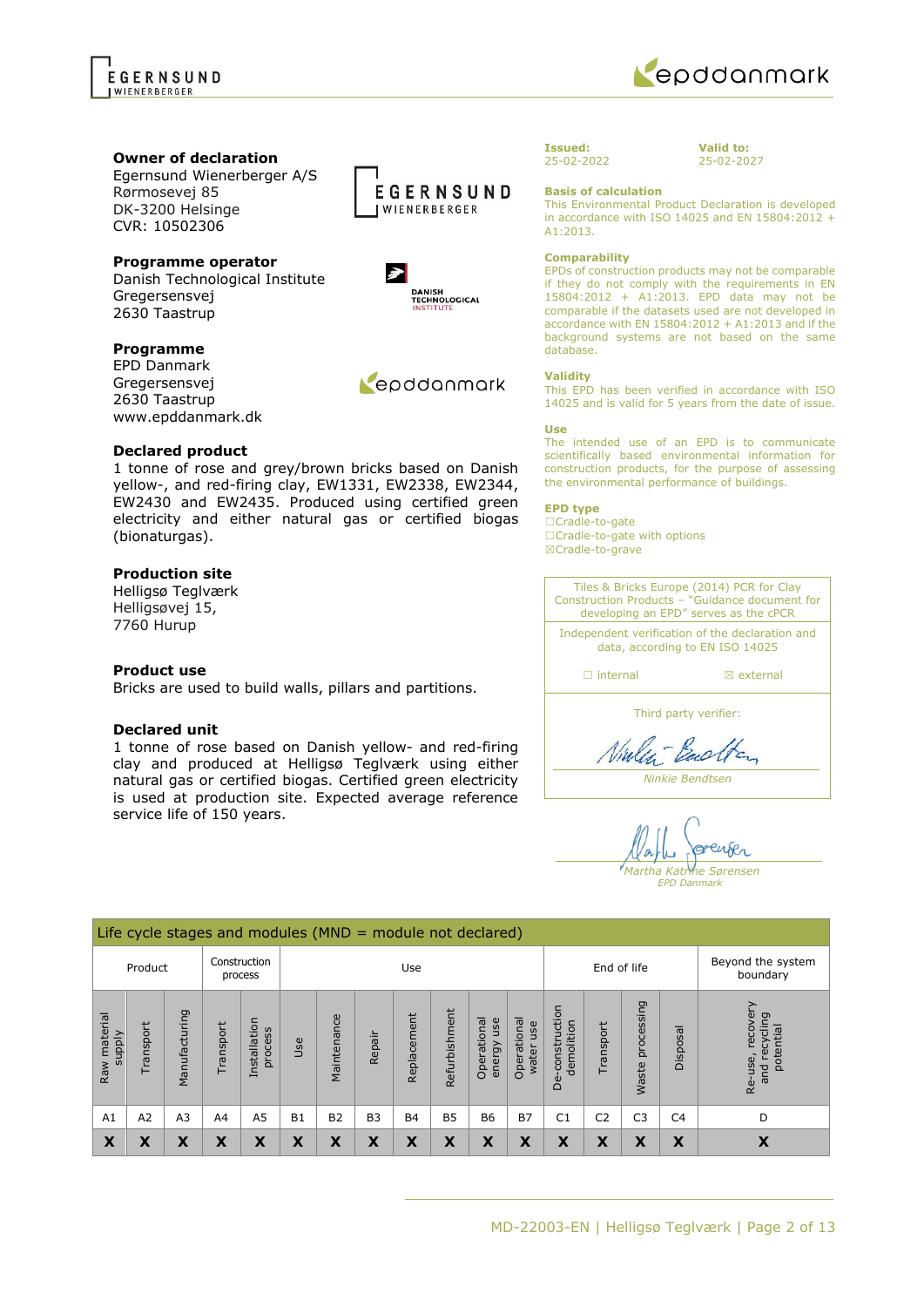**Owner of declaration**
Egernsund Wienerberger A/S
Rørmosevej 85
DK-3200 Helsinge
CVR: 10502306

**Programme operator**
Danish Technological Institute
Gregersensvej
2630 Taastrup

**Programme**
EPD Danmark
Gregersensvej
2630 Taastrup
www.epddanmark.dk

**Declared product**
1 tonne of rose and grey/brown bricks based on Danish yellow-, and red-firing clay, EW1331, EW2338, EW2344, EW2430 and EW2435. Produced using certified green electricity and either natural gas or certified biogas (bionaturgas).

**Production site**
Helligsø Teglværk
Helligsøvej 15,
7760 Hurup

**Product use**
Bricks are used to build walls, pillars and partitions.

**Declared unit**
1 tonne of rose based on Danish yellow- and red-firing clay and produced at Helligsø Teglværk using either natural gas or certified biogas. Certified green electricity is used at production site. Expected average reference service life of 150 years.

**Issued:**
25-02-2022

**Valid to:**
25-02-2027

**Basis of calculation**
This Environmental Product Declaration is developed in accordance with ISO 14025 and EN 15804:2012 + A1:2013.

**Comparability**
EPDs of construction products may not be comparable if they do not comply with the requirements in EN 15804:2012 + A1:2013. EPD data may not be comparable if the datasets used are not developed in accordance with EN 15804:2012 + A1:2013 and if the background systems are not based on the same database.

**Validity**
This EPD has been verified in accordance with ISO 14025 and is valid for 5 years from the date of issue.

**Use**
The intended use of an EPD is to communicate scientifically based environmental information for construction products, for the purpose of assessing the environmental performance of buildings.

**EPD type**
☐Cradle-to-gate
☐Cradle-to-gate with options
☒Cradle-to-grave

Tiles & Bricks Europe (2014) PCR for Clay Construction Products – "Guidance document for developing an EPD" serves as the cPCR

Independent verification of the declaration and data, according to EN ISO 14025

☐ internal ☒ external

Third party verifier:

*Ninkie Bendtsen*

*Martha Katrine Sørensen*
EPD Danmark

Life cycle stages and modules (MND = module not declared)

| Product | | | Construction process | | Use | | | | | | | End of life | | | | Beyond the system boundary |
|---|---|---|---|---|---|---|---|---|---|---|---|---|---|---|---|---|
| Raw material supply | Transport | Manufacturing | Transport | Installation process | Use | Maintenance | Repair | Replacement | Refurbishment | Operational energy use | Operational water use | De-construction demolition | Transport | Waste processing | Disposal | Re-use, recovery and recycling potential |
| A1 | A2 | A3 | A4 | A5 | B1 | B2 | B3 | B4 | B5 | B6 | B7 | C1 | C2 | C3 | C4 | D |
| X | X | X | X | X | X | X | X | X | X | X | X | X | X | X | X | X |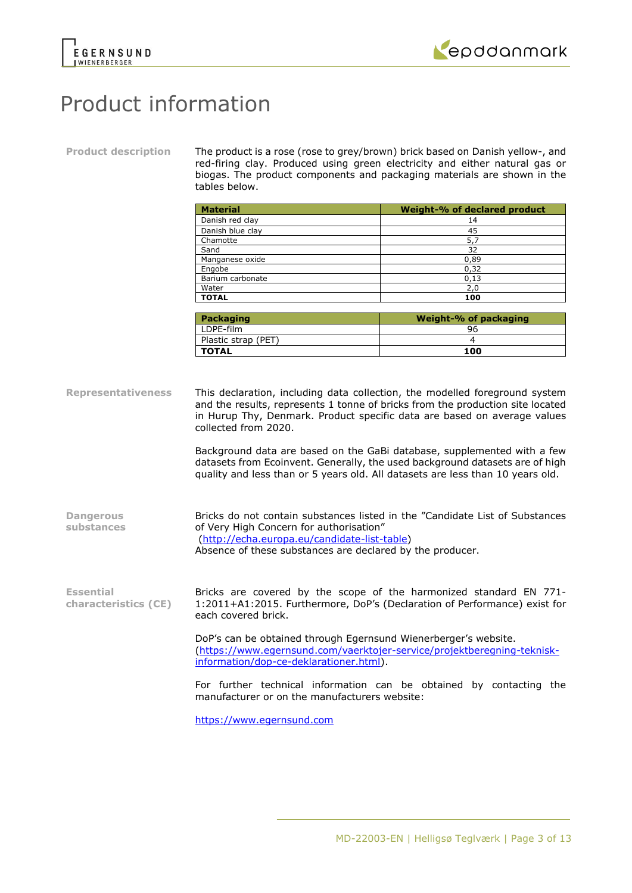# Product information

**Product description**

The product is a rose (rose to grey/brown) brick based on Danish yellow-, and red-firing clay. Produced using green electricity and either natural gas or biogas. The product components and packaging materials are shown in the tables below.

| Material | Weight-% of declared product |
|---|---|
| Danish red clay | 14 |
| Danish blue clay | 45 |
| Chamotte | 5,7 |
| Sand | 32 |
| Manganese oxide | 0,89 |
| Engobe | 0,32 |
| Barium carbonate | 0,13 |
| Water | 2,0 |
| **TOTAL** | **100** |

| Packaging | Weight-% of packaging |
|---|---|
| LDPE-film | 96 |
| Plastic strap (PET) | 4 |
| **TOTAL** | **100** |

**Representativeness**

This declaration, including data collection, the modelled foreground system and the results, represents 1 tonne of bricks from the production site located in Hurup Thy, Denmark. Product specific data are based on average values collected from 2020.

Background data are based on the GaBi database, supplemented with a few datasets from Ecoinvent. Generally, the used background datasets are of high quality and less than or 5 years old. All datasets are less than 10 years old.

**Dangerous substances**

Bricks do not contain substances listed in the "Candidate List of Substances of Very High Concern for authorisation"
(http://echa.europa.eu/candidate-list-table)
Absence of these substances are declared by the producer.

**Essential characteristics (CE)**

Bricks are covered by the scope of the harmonized standard EN 771-1:2011+A1:2015. Furthermore, DoP's (Declaration of Performance) exist for each covered brick.

DoP's can be obtained through Egernsund Wienerberger's website.
(https://www.egernsund.com/vaerktojer-service/projektberegning-teknisk-information/dop-ce-deklarationer.html).

For further technical information can be obtained by contacting the manufacturer or on the manufacturers website:

https://www.egernsund.com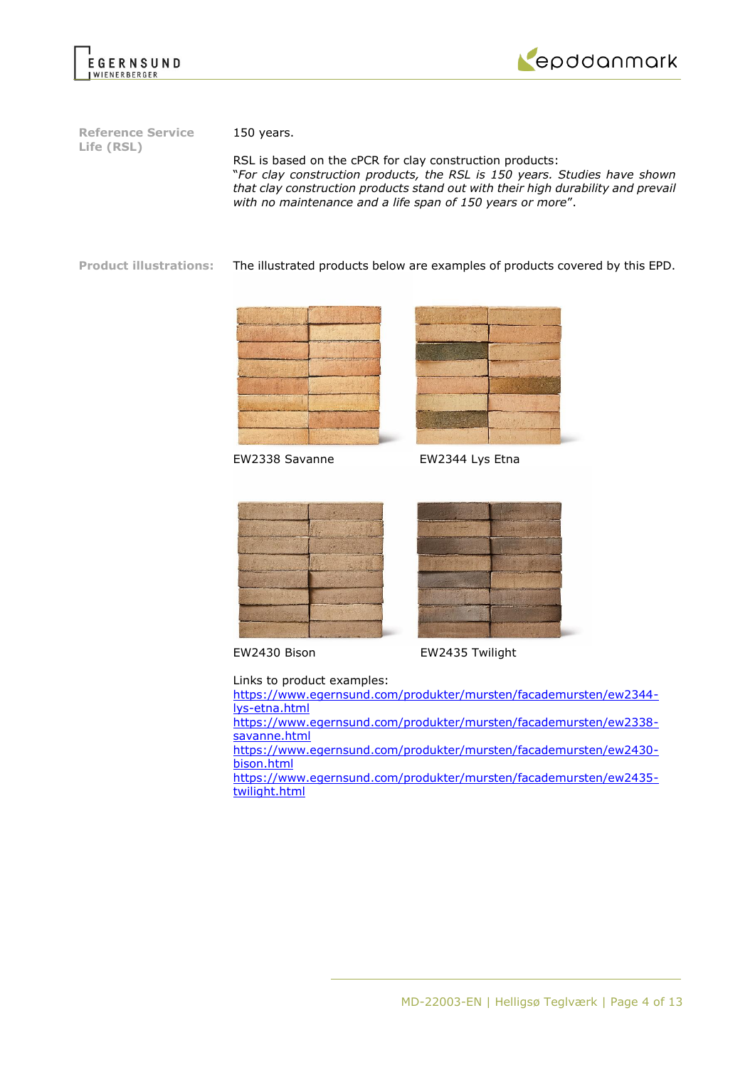**Reference Service Life (RSL)**

150 years.

RSL is based on the cPCR for clay construction products:
"*For clay construction products, the RSL is 150 years. Studies have shown that clay construction products stand out with their high durability and prevail with no maintenance and a life span of 150 years or more*".

**Product illustrations:**

The illustrated products below are examples of products covered by this EPD.

EW2338 Savanne

EW2344 Lys Etna

EW2430 Bison

EW2435 Twilight

Links to product examples:
https://www.egernsund.com/produkter/mursten/facademursten/ew2344-lys-etna.html
https://www.egernsund.com/produkter/mursten/facademursten/ew2338-savanne.html
https://www.egernsund.com/produkter/mursten/facademursten/ew2430-bison.html
https://www.egernsund.com/produkter/mursten/facademursten/ew2435-twilight.html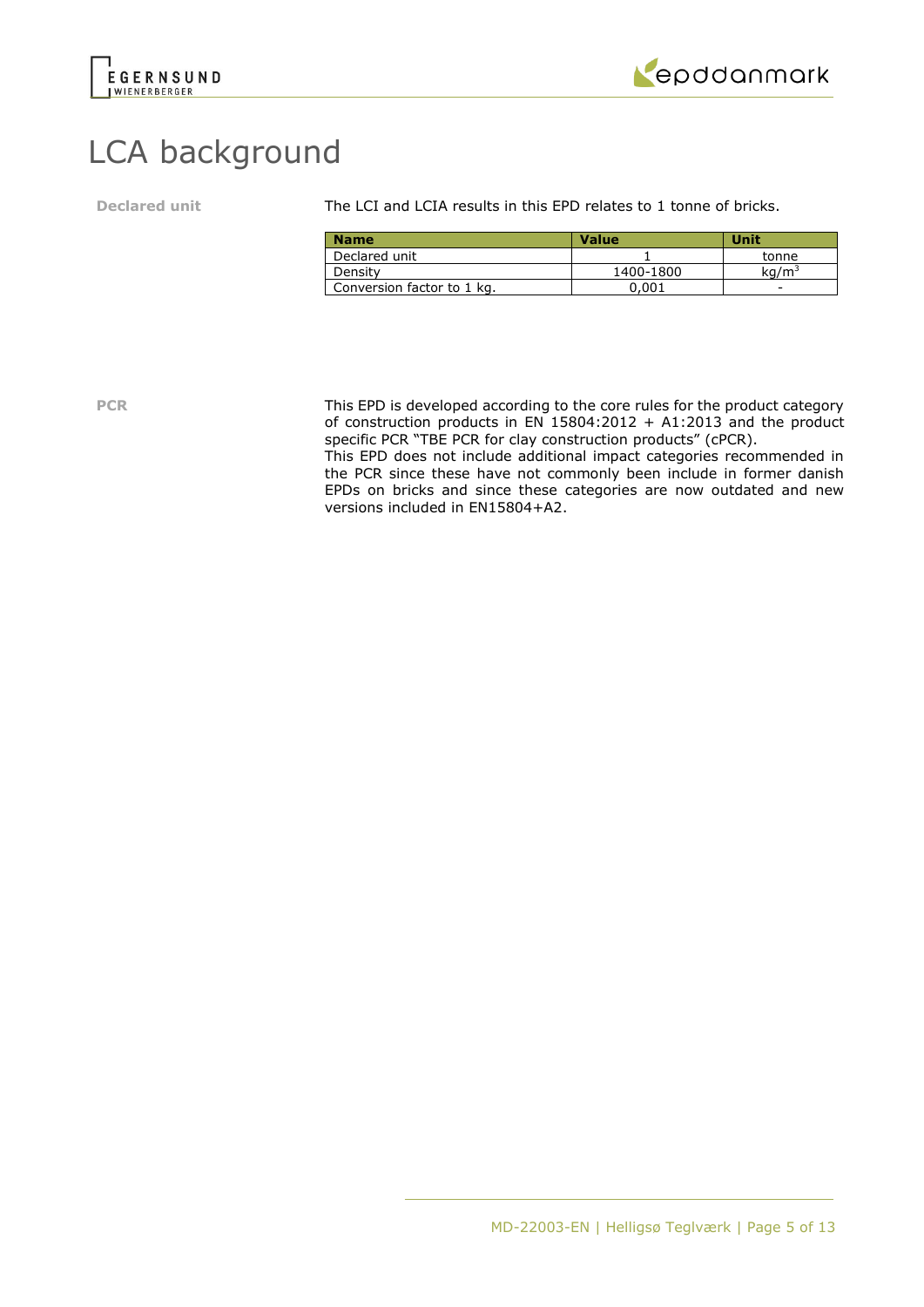# LCA background

**Declared unit**

The LCI and LCIA results in this EPD relates to 1 tonne of bricks.

| Name | Value | Unit |
|---|---|---|
| Declared unit | 1 | tonne |
| Density | 1400-1800 | kg/m$^3$ |
| Conversion factor to 1 kg. | 0,001 | - |

**PCR**

This EPD is developed according to the core rules for the product category of construction products in EN 15804:2012 + A1:2013 and the product specific PCR "TBE PCR for clay construction products" (cPCR).
This EPD does not include additional impact categories recommended in the PCR since these have not commonly been include in former danish EPDs on bricks and since these categories are now outdated and new versions included in EN15804+A2.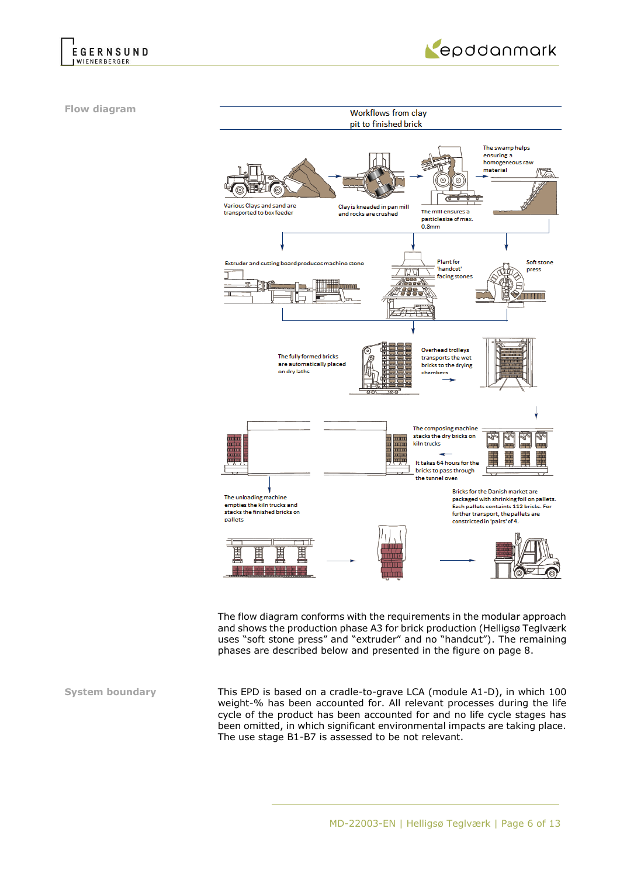## Flow diagram

Workflows from clay pit to finished brick

Various Clays and sand are transported to box feeder

Clay is kneaded in pan mill and rocks are crushed

The mill ensures a particlesize of max. 0.8mm

The swamp helps ensuring a homogeneous raw material

Extruder and cutting board produces machine stone

Plant for 'handcut' facing stones

Soft stone press

The fully formed bricks are automatically placed on dry laths

Overhead trolleys transports the wet bricks to the drying chambers

The composing machine stacks the dry bricks on kiln trucks

It takes 64 hours for the bricks to pass through the tunnel oven

The unloading machine empties the kiln trucks and stacks the finished bricks on pallets

Bricks for the Danish market are packaged with shrinking foil on pallets. Each pallets contaihts 112 bricks. For further transport, the pallets are constricted in 'pairs' of 4.

The flow diagram conforms with the requirements in the modular approach and shows the production phase A3 for brick production (Helligsø Teglværk uses “soft stone press” and “extruder” and no “handcut”). The remaining phases are described below and presented in the figure on page 8.

## System boundary

This EPD is based on a cradle-to-grave LCA (module A1-D), in which 100 weight-% has been accounted for. All relevant processes during the life cycle of the product has been accounted for and no life cycle stages has been omitted, in which significant environmental impacts are taking place. The use stage B1-B7 is assessed to be not relevant.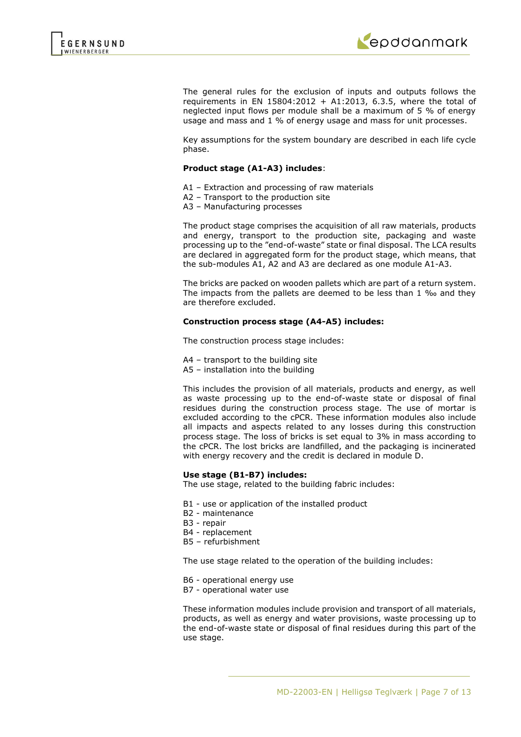The general rules for the exclusion of inputs and outputs follows the requirements in EN 15804:2012 + A1:2013, 6.3.5, where the total of neglected input flows per module shall be a maximum of 5 % of energy usage and mass and 1 % of energy usage and mass for unit processes.

Key assumptions for the system boundary are described in each life cycle phase.

**Product stage (A1-A3) includes**:

A1 – Extraction and processing of raw materials
A2 – Transport to the production site
A3 – Manufacturing processes

The product stage comprises the acquisition of all raw materials, products and energy, transport to the production site, packaging and waste processing up to the "end-of-waste" state or final disposal. The LCA results are declared in aggregated form for the product stage, which means, that the sub-modules A1, A2 and A3 are declared as one module A1-A3.

The bricks are packed on wooden pallets which are part of a return system. The impacts from the pallets are deemed to be less than 1 ‰ and they are therefore excluded.

**Construction process stage (A4-A5) includes:**

The construction process stage includes:

A4 – transport to the building site
A5 – installation into the building

This includes the provision of all materials, products and energy, as well as waste processing up to the end-of-waste state or disposal of final residues during the construction process stage. The use of mortar is excluded according to the cPCR. These information modules also include all impacts and aspects related to any losses during this construction process stage. The loss of bricks is set equal to 3% in mass according to the cPCR. The lost bricks are landfilled, and the packaging is incinerated with energy recovery and the credit is declared in module D.

**Use stage (B1-B7) includes:**
The use stage, related to the building fabric includes:

B1 - use or application of the installed product
B2 - maintenance
B3 - repair
B4 - replacement
B5 – refurbishment

The use stage related to the operation of the building includes:

B6 - operational energy use
B7 - operational water use

These information modules include provision and transport of all materials, products, as well as energy and water provisions, waste processing up to the end-of-waste state or disposal of final residues during this part of the use stage.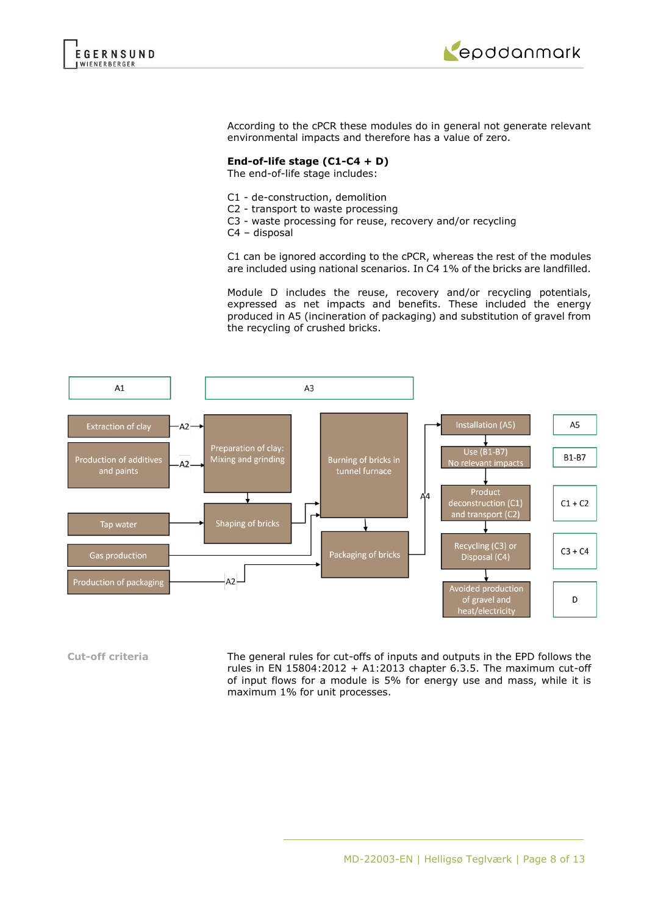According to the cPCR these modules do in general not generate relevant environmental impacts and therefore has a value of zero.

**End-of-life stage (C1-C4 + D)**
The end-of-life stage includes:

C1 - de-construction, demolition
C2 - transport to waste processing
C3 - waste processing for reuse, recovery and/or recycling
C4 – disposal

C1 can be ignored according to the cPCR, whereas the rest of the modules are included using national scenarios. In C4 1% of the bricks are landfilled.

Module D includes the reuse, recovery and/or recycling potentials, expressed as net impacts and benefits. These included the energy produced in A5 (incineration of packaging) and substitution of gravel from the recycling of crushed bricks.

A1
A3
Extraction of clay
A2
Production of additives and paints
A2
Preparation of clay: Mixing and grinding
Burning of bricks in tunnel furnace
Tap water
Shaping of bricks
Gas production
Production of packaging
A2
Packaging of bricks
A4
Installation (A5)
Use (B1-B7) No relevant impacts
Product deconstruction (C1) and transport (C2)
Recycling (C3) or Disposal (C4)
Avoided production of gravel and heat/electricity
A5
B1-B7
C1 + C2
C3 + C4
D

**Cut-off criteria**

The general rules for cut-offs of inputs and outputs in the EPD follows the rules in EN 15804:2012 + A1:2013 chapter 6.3.5. The maximum cut-off of input flows for a module is 5% for energy use and mass, while it is maximum 1% for unit processes.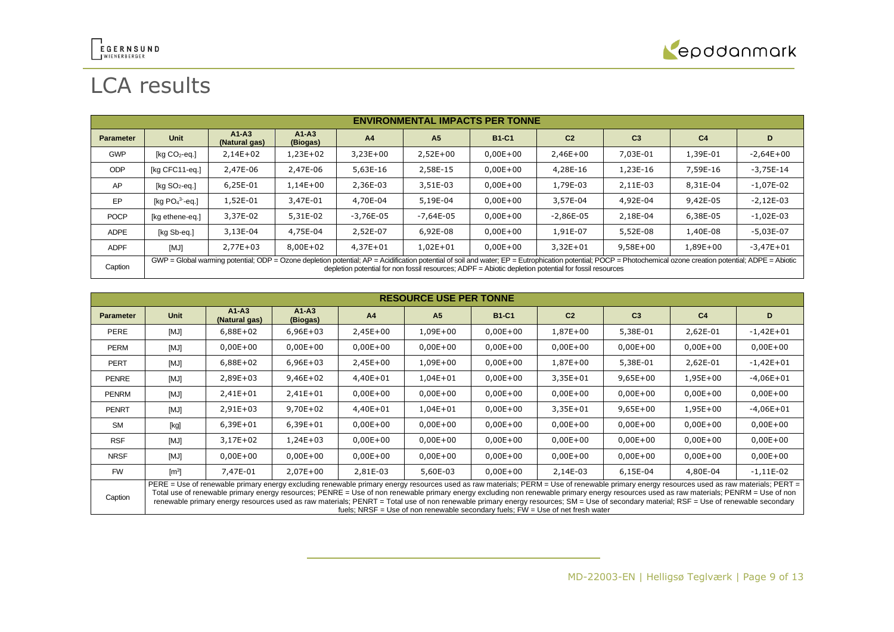# LCA results

| ENVIRONMENTAL IMPACTS PER TONNE | | | | | | | | | | |
|---|---|---|---|---|---|---|---|---|---|---|
| **Parameter** | **Unit** | **A1-A3 (Natural gas)** | **A1-A3 (Biogas)** | **A4** | **A5** | **B1-C1** | **C2** | **C3** | **C4** | **D** |
| GWP | [kg $CO_2$-eq.] | 2,14E+02 | 1,23E+02 | 3,23E+00 | 2,52E+00 | 0,00E+00 | 2,46E+00 | 7,03E-01 | 1,39E-01 | -2,64E+00 |
| ODP | [kg CFC11-eq.] | 2,47E-06 | 2,47E-06 | 5,63E-16 | 2,58E-15 | 0,00E+00 | 4,28E-16 | 1,23E-16 | 7,59E-16 | -3,75E-14 |
| AP | [kg $SO_2$-eq.] | 6,25E-01 | 1,14E+00 | 2,36E-03 | 3,51E-03 | 0,00E+00 | 1,79E-03 | 2,11E-03 | 8,31E-04 | -1,07E-02 |
| EP | [kg $PO_4^{3-}$-eq.] | 1,52E-01 | 3,47E-01 | 4,70E-04 | 5,19E-04 | 0,00E+00 | 3,57E-04 | 4,92E-04 | 9,42E-05 | -2,12E-03 |
| POCP | [kg ethene-eq.] | 3,37E-02 | 5,31E-02 | -3,76E-05 | -7,64E-05 | 0,00E+00 | -2,86E-05 | 2,18E-04 | 6,38E-05 | -1,02E-03 |
| ADPE | [kg Sb-eq.] | 3,13E-04 | 4,75E-04 | 2,52E-07 | 6,92E-08 | 0,00E+00 | 1,91E-07 | 5,52E-08 | 1,40E-08 | -5,03E-07 |
| ADPF | [MJ] | 2,77E+03 | 8,00E+02 | 4,37E+01 | 1,02E+01 | 0,00E+00 | 3,32E+01 | 9,58E+00 | 1,89E+00 | -3,47E+01 |
| Caption | GWP = Global warming potential; ODP = Ozone depletion potential; AP = Acidification potential of soil and water; EP = Eutrophication potential; POCP = Photochemical ozone creation potential; ADPE = Abiotic depletion potential for non fossil resources; ADPF = Abiotic depletion potential for fossil resources | | | | | | | | | |

| RESOURCE USE PER TONNE | | | | | | | | | | |
|---|---|---|---|---|---|---|---|---|---|---|
| **Parameter** | **Unit** | **A1-A3 (Natural gas)** | **A1-A3 (Biogas)** | **A4** | **A5** | **B1-C1** | **C2** | **C3** | **C4** | **D** |
| PERE | [MJ] | 6,88E+02 | 6,96E+03 | 2,45E+00 | 1,09E+00 | 0,00E+00 | 1,87E+00 | 5,38E-01 | 2,62E-01 | -1,42E+01 |
| PERM | [MJ] | 0,00E+00 | 0,00E+00 | 0,00E+00 | 0,00E+00 | 0,00E+00 | 0,00E+00 | 0,00E+00 | 0,00E+00 | 0,00E+00 |
| PERT | [MJ] | 6,88E+02 | 6,96E+03 | 2,45E+00 | 1,09E+00 | 0,00E+00 | 1,87E+00 | 5,38E-01 | 2,62E-01 | -1,42E+01 |
| PENRE | [MJ] | 2,89E+03 | 9,46E+02 | 4,40E+01 | 1,04E+01 | 0,00E+00 | 3,35E+01 | 9,65E+00 | 1,95E+00 | -4,06E+01 |
| PENRM | [MJ] | 2,41E+01 | 2,41E+01 | 0,00E+00 | 0,00E+00 | 0,00E+00 | 0,00E+00 | 0,00E+00 | 0,00E+00 | 0,00E+00 |
| PENRT | [MJ] | 2,91E+03 | 9,70E+02 | 4,40E+01 | 1,04E+01 | 0,00E+00 | 3,35E+01 | 9,65E+00 | 1,95E+00 | -4,06E+01 |
| SM | [kg] | 6,39E+01 | 6,39E+01 | 0,00E+00 | 0,00E+00 | 0,00E+00 | 0,00E+00 | 0,00E+00 | 0,00E+00 | 0,00E+00 |
| RSF | [MJ] | 3,17E+02 | 1,24E+03 | 0,00E+00 | 0,00E+00 | 0,00E+00 | 0,00E+00 | 0,00E+00 | 0,00E+00 | 0,00E+00 |
| NRSF | [MJ] | 0,00E+00 | 0,00E+00 | 0,00E+00 | 0,00E+00 | 0,00E+00 | 0,00E+00 | 0,00E+00 | 0,00E+00 | 0,00E+00 |
| FW | [$m^3$] | 7,47E-01 | 2,07E+00 | 2,81E-03 | 5,60E-03 | 0,00E+00 | 2,14E-03 | 6,15E-04 | 4,80E-04 | -1,11E-02 |
| Caption | PERE = Use of renewable primary energy excluding renewable primary energy resources used as raw materials; PERM = Use of renewable primary energy resources used as raw materials; PERT = Total use of renewable primary energy resources; PENRE = Use of non renewable primary energy excluding non renewable primary energy resources used as raw materials; PENRM = Use of non renewable primary energy resources used as raw materials; PENRT = Total use of non renewable primary energy resources; SM = Use of secondary material; RSF = Use of renewable secondary fuels; NRSF = Use of non renewable secondary fuels; FW = Use of net fresh water | | | | | | | | | |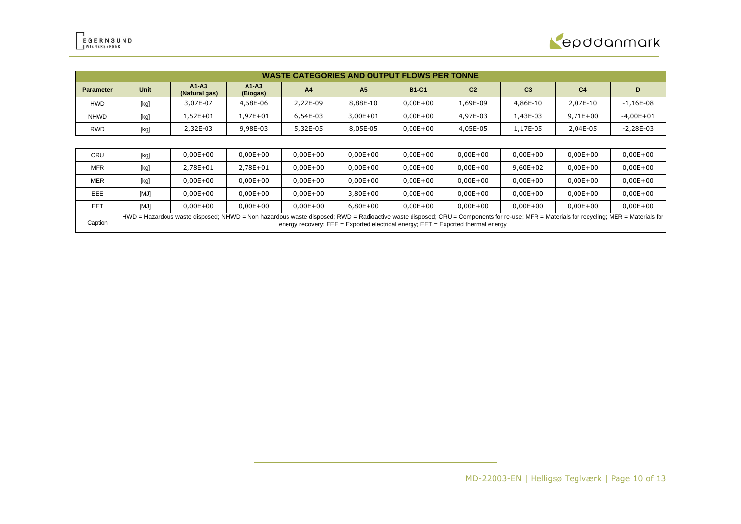| WASTE CATEGORIES AND OUTPUT FLOWS PER TONNE | | | | | | | | | | |
|---|---|---|---|---|---|---|---|---|---|---|
| **Parameter** | **Unit** | **A1-A3 (Natural gas)** | **A1-A3 (Biogas)** | **A4** | **A5** | **B1-C1** | **C2** | **C3** | **C4** | **D** |
| HWD | [kg] | 3,07E-07 | 4,58E-06 | 2,22E-09 | 8,88E-10 | 0,00E+00 | 1,69E-09 | 4,86E-10 | 2,07E-10 | -1,16E-08 |
| NHWD | [kg] | 1,52E+01 | 1,97E+01 | 6,54E-03 | 3,00E+01 | 0,00E+00 | 4,97E-03 | 1,43E-03 | 9,71E+00 | -4,00E+01 |
| RWD | [kg] | 2,32E-03 | 9,98E-03 | 5,32E-05 | 8,05E-05 | 0,00E+00 | 4,05E-05 | 1,17E-05 | 2,04E-05 | -2,28E-03 |
| CRU | [kg] | 0,00E+00 | 0,00E+00 | 0,00E+00 | 0,00E+00 | 0,00E+00 | 0,00E+00 | 0,00E+00 | 0,00E+00 | 0,00E+00 |
| MFR | [kg] | 2,78E+01 | 2,78E+01 | 0,00E+00 | 0,00E+00 | 0,00E+00 | 0,00E+00 | 9,60E+02 | 0,00E+00 | 0,00E+00 |
| MER | [kg] | 0,00E+00 | 0,00E+00 | 0,00E+00 | 0,00E+00 | 0,00E+00 | 0,00E+00 | 0,00E+00 | 0,00E+00 | 0,00E+00 |
| EEE | [MJ] | 0,00E+00 | 0,00E+00 | 0,00E+00 | 3,80E+00 | 0,00E+00 | 0,00E+00 | 0,00E+00 | 0,00E+00 | 0,00E+00 |
| EET | [MJ] | 0,00E+00 | 0,00E+00 | 0,00E+00 | 6,80E+00 | 0,00E+00 | 0,00E+00 | 0,00E+00 | 0,00E+00 | 0,00E+00 |
| Caption | HWD = Hazardous waste disposed; NHWD = Non hazardous waste disposed; RWD = Radioactive waste disposed; CRU = Components for re-use; MFR = Materials for recycling; MER = Materials for energy recovery; EEE = Exported electrical energy; EET = Exported thermal energy | | | | | | | | | |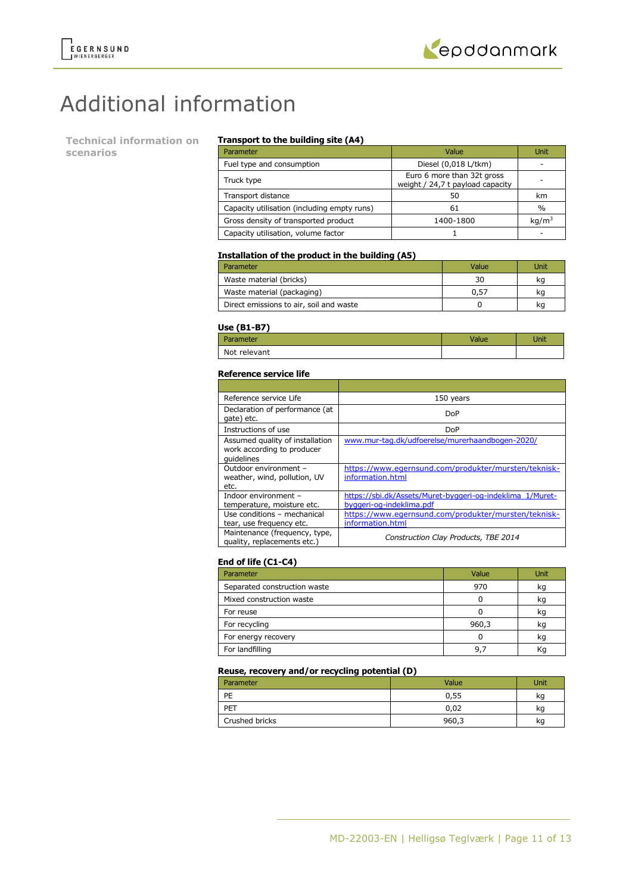# Additional information

## Technical information on scenarios

### Transport to the building site (A4)

| Parameter | Value | Unit |
|---|---|---|
| Fuel type and consumption | Diesel (0,018 L/tkm) | - |
| Truck type | Euro 6 more than 32t gross weight / 24,7 t payload capacity | - |
| Transport distance | 50 | km |
| Capacity utilisation (including empty runs) | 61 | % |
| Gross density of transported product | 1400-1800 | $kg/m^3$ |
| Capacity utilisation, volume factor | 1 | - |

### Installation of the product in the building (A5)

| Parameter | Value | Unit |
|---|---|---|
| Waste material (bricks) | 30 | kg |
| Waste material (packaging) | 0,57 | kg |
| Direct emissions to air, soil and waste | 0 | kg |

### Use (B1-B7)

| Parameter | Value | Unit |
|---|---|---|
| Not relevant | | |

### Reference service life

| | |
|---|---|
| Reference service Life | 150 years |
| Declaration of performance (at gate) etc. | DoP |
| Instructions of use | DoP |
| Assumed quality of installation work according to producer guidelines | www.mur-tag.dk/udfoerelse/murerhaandbogen-2020/ |
| Outdoor environment – weather, wind, pollution, UV etc. | https://www.egernsund.com/produkter/mursten/teknisk-information.html |
| Indoor environment – temperature, moisture etc. | https://sbi.dk/Assets/Muret-byggeri-og-indeklima_1/Muret-byggeri-og-indeklima.pdf |
| Use conditions – mechanical tear, use frequency etc. | https://www.egernsund.com/produkter/mursten/teknisk-information.html |
| Maintenance (frequency, type, quality, replacements etc.) | *Construction Clay Products, TBE 2014* |

### End of life (C1-C4)

| Parameter | Value | Unit |
|---|---|---|
| Separated construction waste | 970 | kg |
| Mixed construction waste | 0 | kg |
| For reuse | 0 | kg |
| For recycling | 960,3 | kg |
| For energy recovery | 0 | kg |
| For landfilling | 9,7 | Kg |

### Reuse, recovery and/or recycling potential (D)

| Parameter | Value | Unit |
|---|---|---|
| PE | 0,55 | kg |
| PET | 0,02 | kg |
| Crushed bricks | 960,3 | kg |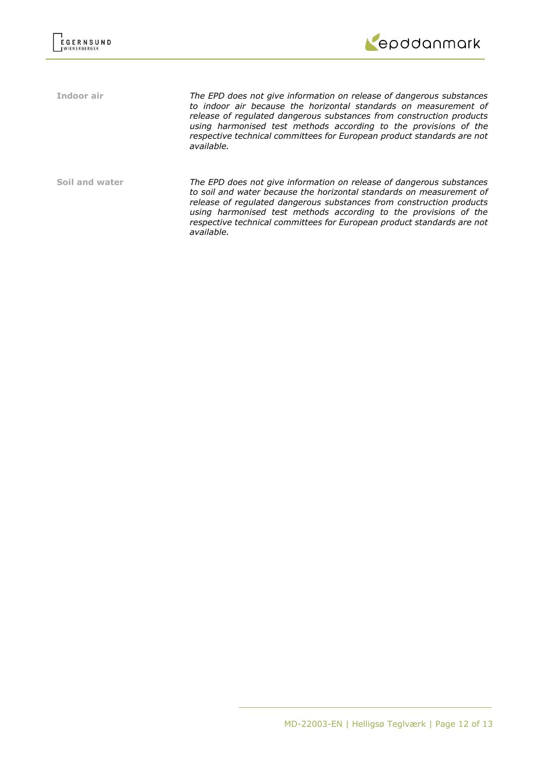**Indoor air**

*The EPD does not give information on release of dangerous substances to indoor air because the horizontal standards on measurement of release of regulated dangerous substances from construction products using harmonised test methods according to the provisions of the respective technical committees for European product standards are not available.*

**Soil and water**

*The EPD does not give information on release of dangerous substances to soil and water because the horizontal standards on measurement of release of regulated dangerous substances from construction products using harmonised test methods according to the provisions of the respective technical committees for European product standards are not available.*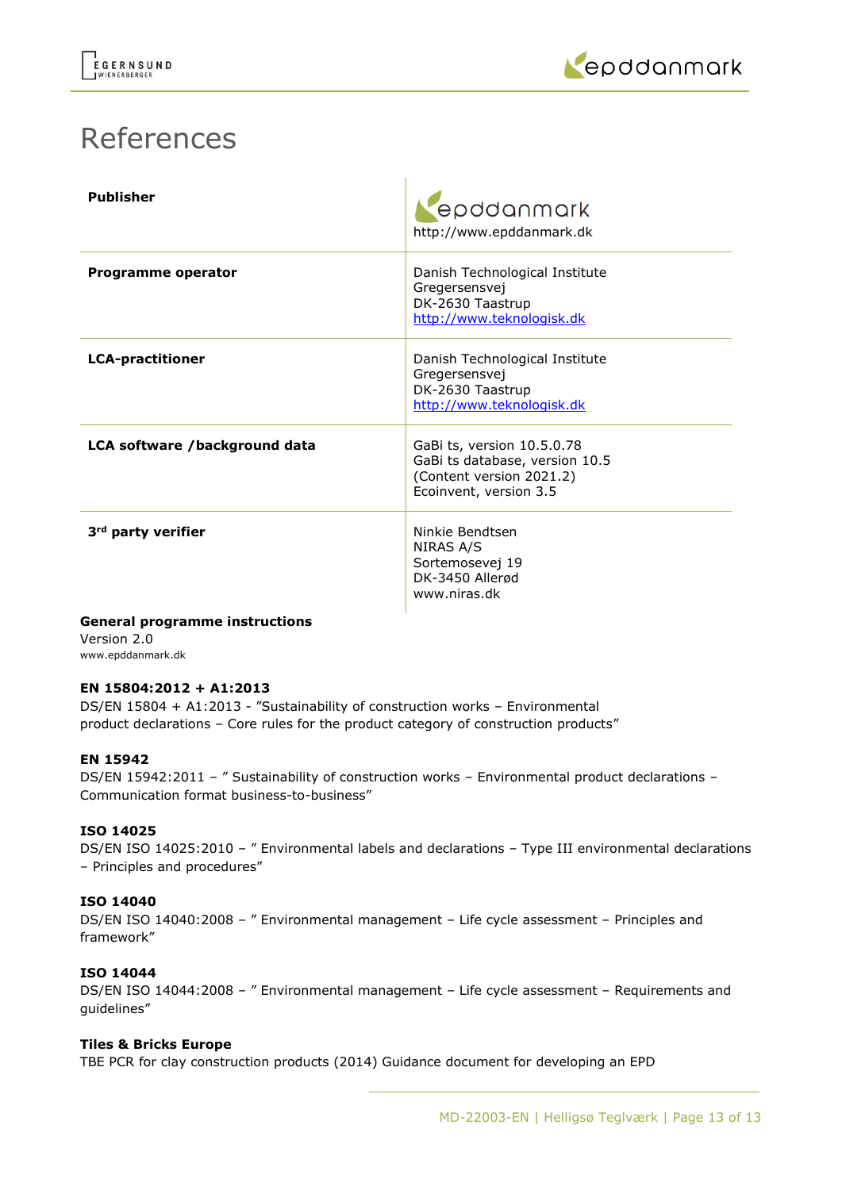# References

| | |
|---|---|
| **Publisher** | epddanmark<br>http://www.epddanmark.dk |
| **Programme operator** | Danish Technological Institute<br>Gregersensvej<br>DK-2630 Taastrup<br>http://www.teknologisk.dk |
| **LCA-practitioner** | Danish Technological Institute<br>Gregersensvej<br>DK-2630 Taastrup<br>http://www.teknologisk.dk |
| **LCA software /background data** | GaBi ts, version 10.5.0.78<br>GaBi ts database, version 10.5<br>(Content version 2021.2)<br>Ecoinvent, version 3.5 |
| **3rd party verifier** | Ninkie Bendtsen<br>NIRAS A/S<br>Sortemosevej 19<br>DK-3450 Allerød<br>www.niras.dk |

**General programme instructions**
Version 2.0
www.epddanmark.dk

**EN 15804:2012 + A1:2013**
DS/EN 15804 + A1:2013 - "Sustainability of construction works – Environmental product declarations – Core rules for the product category of construction products"

**EN 15942**
DS/EN 15942:2011 – " Sustainability of construction works – Environmental product declarations – Communication format business-to-business"

**ISO 14025**
DS/EN ISO 14025:2010 – " Environmental labels and declarations – Type III environmental declarations – Principles and procedures"

**ISO 14040**
DS/EN ISO 14040:2008 – " Environmental management – Life cycle assessment – Principles and framework"

**ISO 14044**
DS/EN ISO 14044:2008 – " Environmental management – Life cycle assessment – Requirements and guidelines"

**Tiles & Bricks Europe**
TBE PCR for clay construction products (2014) Guidance document for developing an EPD